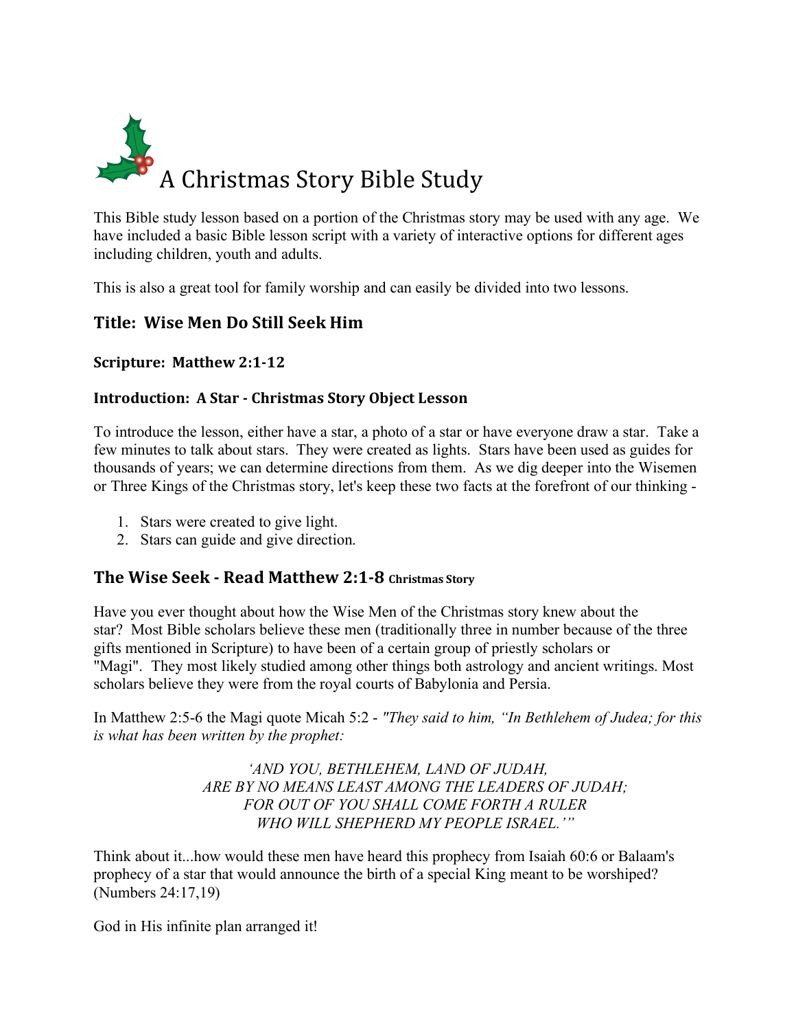# A Christmas Story Bible Study

This Bible study lesson based on a portion of the Christmas story may be used with any age. We have included a basic Bible lesson script with a variety of interactive options for different ages including children, youth and adults.

This is also a great tool for family worship and can easily be divided into two lessons.

## Title: Wise Men Do Still Seek Him

### Scripture: Matthew 2:1-12

### Introduction: A Star - Christmas Story Object Lesson

To introduce the lesson, either have a star, a photo of a star or have everyone draw a star. Take a few minutes to talk about stars. They were created as lights. Stars have been used as guides for thousands of years; we can determine directions from them. As we dig deeper into the Wisemen or Three Kings of the Christmas story, let's keep these two facts at the forefront of our thinking -

1. Stars were created to give light.
2. Stars can guide and give direction.

## The Wise Seek - Read Matthew 2:1-8 Christmas Story

Have you ever thought about how the Wise Men of the Christmas story knew about the star? Most Bible scholars believe these men (traditionally three in number because of the three gifts mentioned in Scripture) to have been of a certain group of priestly scholars or "Magi". They most likely studied among other things both astrology and ancient writings. Most scholars believe they were from the royal courts of Babylonia and Persia.

In Matthew 2:5-6 the Magi quote Micah 5:2 - *"They said to him, "In Bethlehem of Judea; for this is what has been written by the prophet:*

*'AND YOU, BETHLEHEM, LAND OF JUDAH,*
*ARE BY NO MEANS LEAST AMONG THE LEADERS OF JUDAH;*
*FOR OUT OF YOU SHALL COME FORTH A RULER*
*WHO WILL SHEPHERD MY PEOPLE ISRAEL.'"*

Think about it...how would these men have heard this prophecy from Isaiah 60:6 or Balaam's prophecy of a star that would announce the birth of a special King meant to be worshiped? (Numbers 24:17,19)

God in His infinite plan arranged it!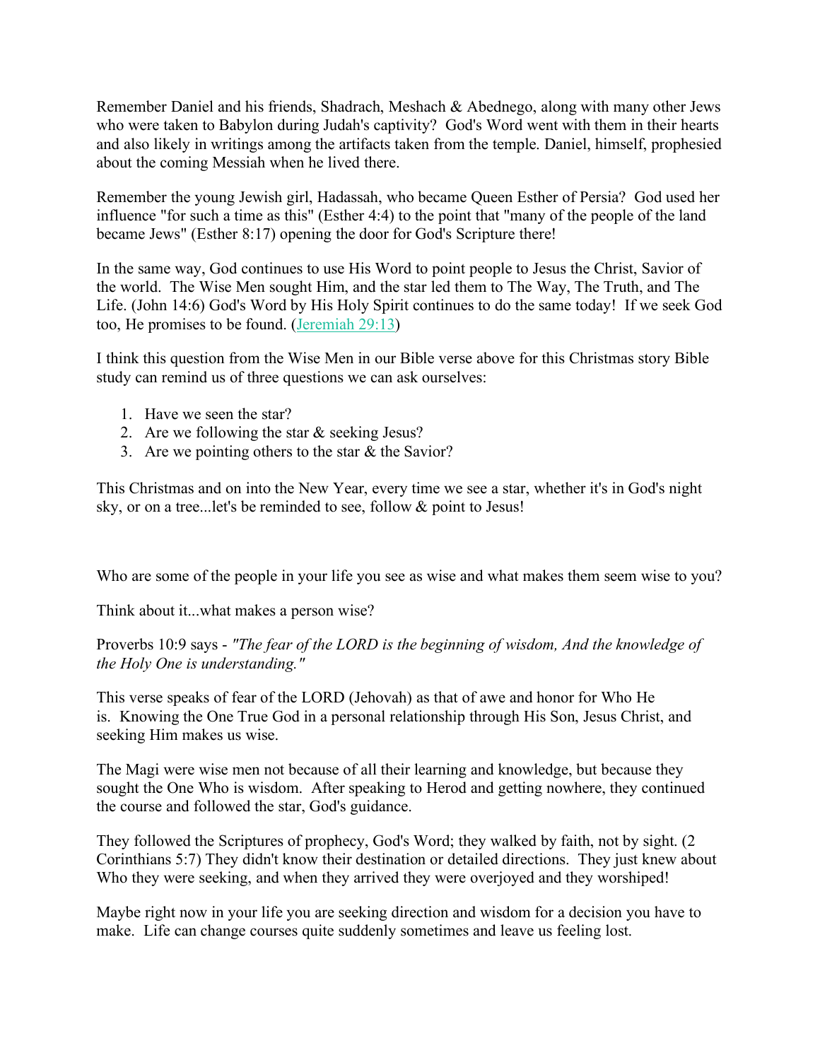Remember Daniel and his friends, Shadrach, Meshach & Abednego, along with many other Jews who were taken to Babylon during Judah's captivity? God's Word went with them in their hearts and also likely in writings among the artifacts taken from the temple. Daniel, himself, prophesied about the coming Messiah when he lived there.

Remember the young Jewish girl, Hadassah, who became Queen Esther of Persia? God used her influence "for such a time as this" (Esther 4:4) to the point that "many of the people of the land became Jews" (Esther 8:17) opening the door for God's Scripture there!

In the same way, God continues to use His Word to point people to Jesus the Christ, Savior of the world. The Wise Men sought Him, and the star led them to The Way, The Truth, and The Life. (John 14:6) God's Word by His Holy Spirit continues to do the same today! If we seek God too, He promises to be found. (Jeremiah 29:13)

I think this question from the Wise Men in our Bible verse above for this Christmas story Bible study can remind us of three questions we can ask ourselves:

1. Have we seen the star?
2. Are we following the star & seeking Jesus?
3. Are we pointing others to the star & the Savior?

This Christmas and on into the New Year, every time we see a star, whether it's in God's night sky, or on a tree...let's be reminded to see, follow & point to Jesus!

Who are some of the people in your life you see as wise and what makes them seem wise to you?

Think about it...what makes a person wise?

Proverbs 10:9 says - *"The fear of the LORD is the beginning of wisdom, And the knowledge of the Holy One is understanding."*

This verse speaks of fear of the LORD (Jehovah) as that of awe and honor for Who He is. Knowing the One True God in a personal relationship through His Son, Jesus Christ, and seeking Him makes us wise.

The Magi were wise men not because of all their learning and knowledge, but because they sought the One Who is wisdom. After speaking to Herod and getting nowhere, they continued the course and followed the star, God's guidance.

They followed the Scriptures of prophecy, God's Word; they walked by faith, not by sight. (2 Corinthians 5:7) They didn't know their destination or detailed directions. They just knew about Who they were seeking, and when they arrived they were overjoyed and they worshiped!

Maybe right now in your life you are seeking direction and wisdom for a decision you have to make. Life can change courses quite suddenly sometimes and leave us feeling lost.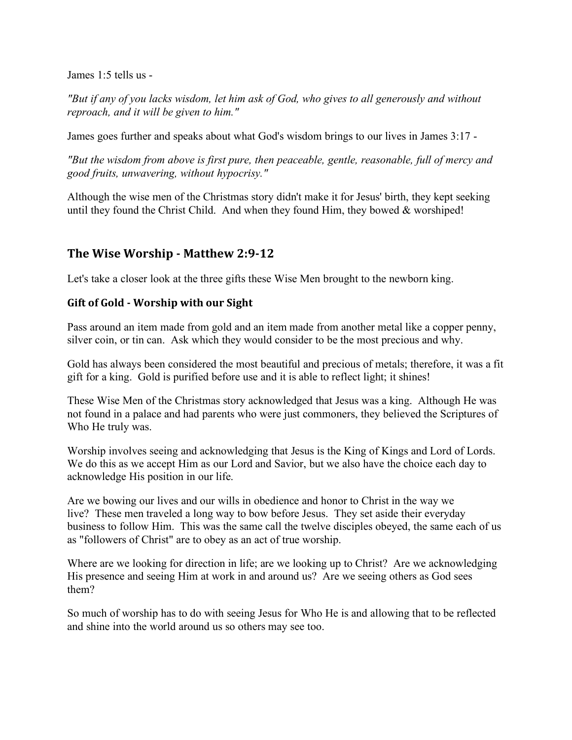James 1:5 tells us -

*"But if any of you lacks wisdom, let him ask of God, who gives to all generously and without reproach, and it will be given to him."*

James goes further and speaks about what God's wisdom brings to our lives in James 3:17 -

*"But the wisdom from above is first pure, then peaceable, gentle, reasonable, full of mercy and good fruits, unwavering, without hypocrisy."*

Although the wise men of the Christmas story didn't make it for Jesus' birth, they kept seeking until they found the Christ Child. And when they found Him, they bowed & worshiped!

## The Wise Worship - Matthew 2:9-12

Let's take a closer look at the three gifts these Wise Men brought to the newborn king.

### Gift of Gold - Worship with our Sight

Pass around an item made from gold and an item made from another metal like a copper penny, silver coin, or tin can. Ask which they would consider to be the most precious and why.

Gold has always been considered the most beautiful and precious of metals; therefore, it was a fit gift for a king. Gold is purified before use and it is able to reflect light; it shines!

These Wise Men of the Christmas story acknowledged that Jesus was a king. Although He was not found in a palace and had parents who were just commoners, they believed the Scriptures of Who He truly was.

Worship involves seeing and acknowledging that Jesus is the King of Kings and Lord of Lords. We do this as we accept Him as our Lord and Savior, but we also have the choice each day to acknowledge His position in our life.

Are we bowing our lives and our wills in obedience and honor to Christ in the way we live? These men traveled a long way to bow before Jesus. They set aside their everyday business to follow Him. This was the same call the twelve disciples obeyed, the same each of us as "followers of Christ" are to obey as an act of true worship.

Where are we looking for direction in life; are we looking up to Christ? Are we acknowledging His presence and seeing Him at work in and around us? Are we seeing others as God sees them?

So much of worship has to do with seeing Jesus for Who He is and allowing that to be reflected and shine into the world around us so others may see too.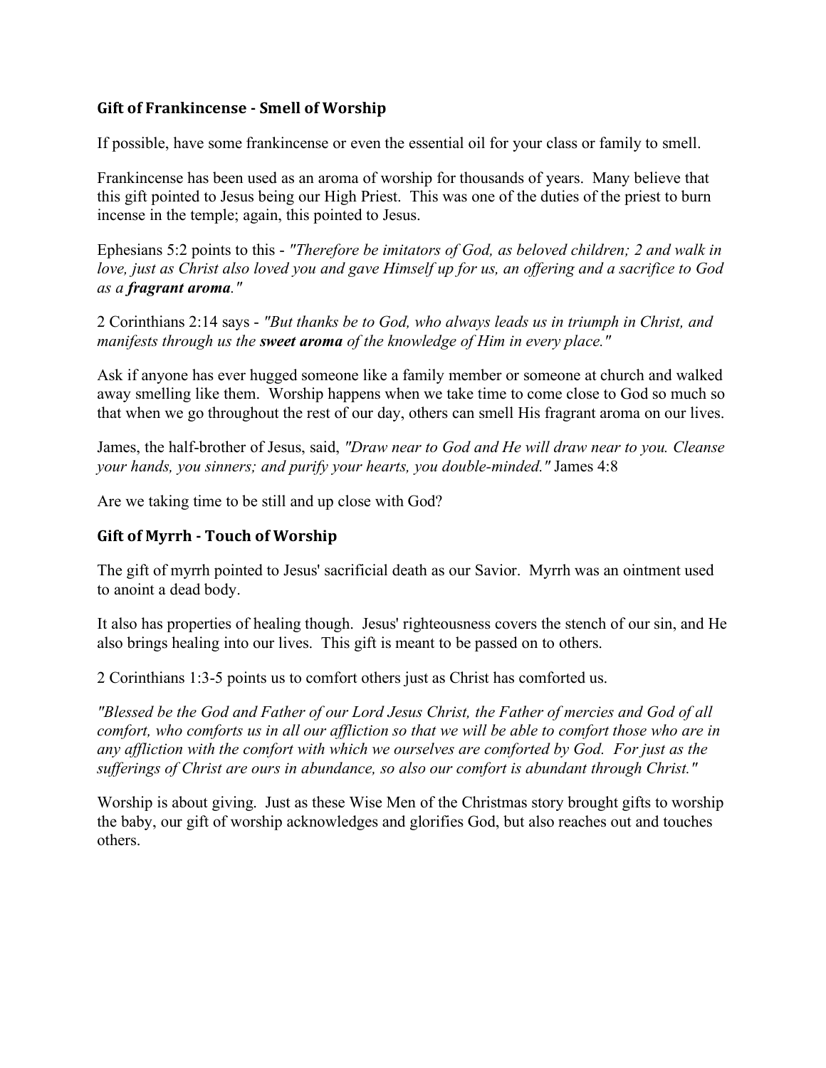### Gift of Frankincense - Smell of Worship

If possible, have some frankincense or even the essential oil for your class or family to smell.

Frankincense has been used as an aroma of worship for thousands of years. Many believe that this gift pointed to Jesus being our High Priest. This was one of the duties of the priest to burn incense in the temple; again, this pointed to Jesus.

Ephesians 5:2 points to this - *"Therefore be imitators of God, as beloved children; 2 and walk in love, just as Christ also loved you and gave Himself up for us, an offering and a sacrifice to God as a **fragrant aroma**."*

2 Corinthians 2:14 says - *"But thanks be to God, who always leads us in triumph in Christ, and manifests through us the **sweet aroma** of the knowledge of Him in every place."*

Ask if anyone has ever hugged someone like a family member or someone at church and walked away smelling like them. Worship happens when we take time to come close to God so much so that when we go throughout the rest of our day, others can smell His fragrant aroma on our lives.

James, the half-brother of Jesus, said, *"Draw near to God and He will draw near to you. Cleanse your hands, you sinners; and purify your hearts, you double-minded."* James 4:8

Are we taking time to be still and up close with God?

### Gift of Myrrh - Touch of Worship

The gift of myrrh pointed to Jesus' sacrificial death as our Savior. Myrrh was an ointment used to anoint a dead body.

It also has properties of healing though. Jesus' righteousness covers the stench of our sin, and He also brings healing into our lives. This gift is meant to be passed on to others.

2 Corinthians 1:3-5 points us to comfort others just as Christ has comforted us.

*"Blessed be the God and Father of our Lord Jesus Christ, the Father of mercies and God of all comfort, who comforts us in all our affliction so that we will be able to comfort those who are in any affliction with the comfort with which we ourselves are comforted by God. For just as the sufferings of Christ are ours in abundance, so also our comfort is abundant through Christ."*

Worship is about giving. Just as these Wise Men of the Christmas story brought gifts to worship the baby, our gift of worship acknowledges and glorifies God, but also reaches out and touches others.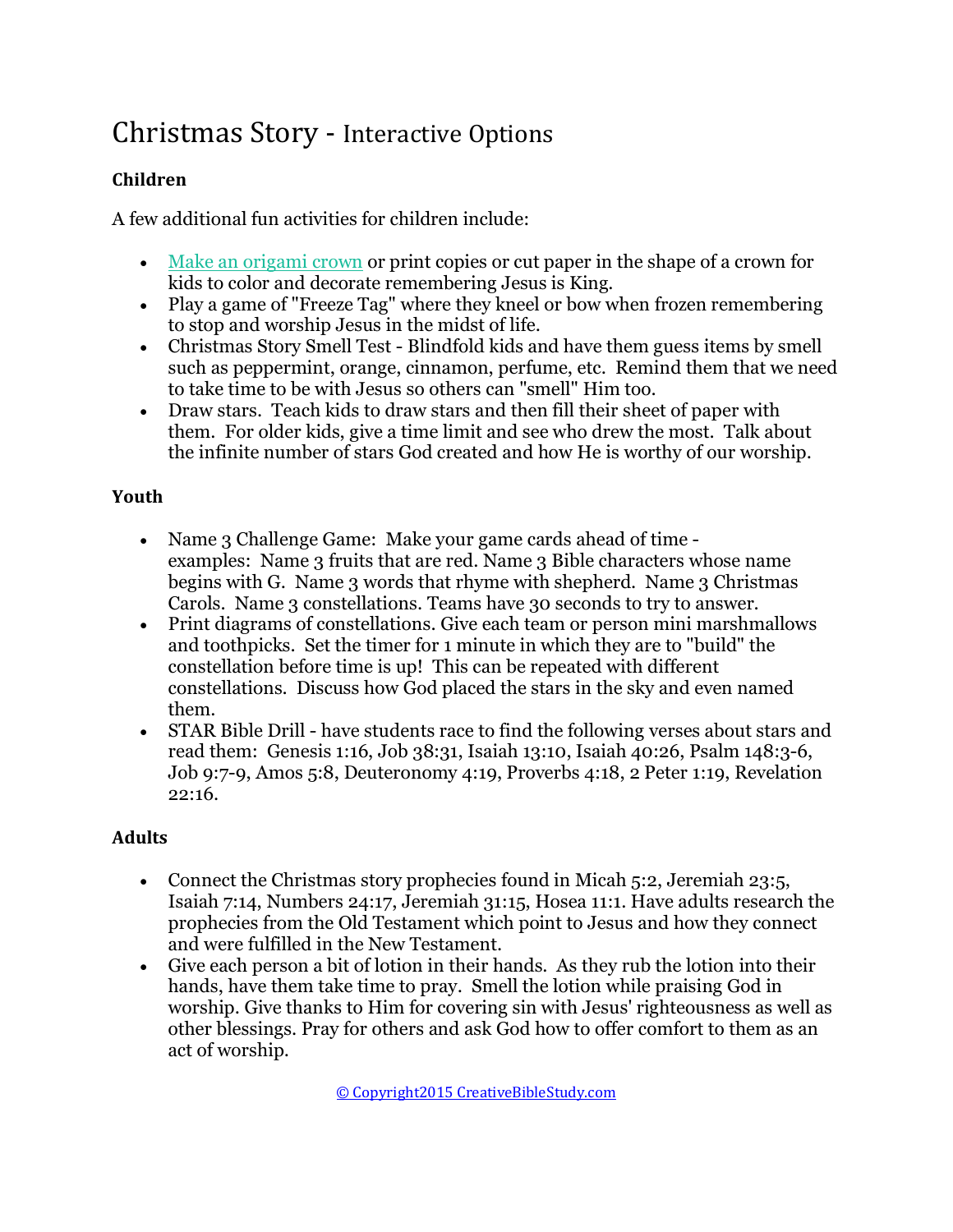# Christmas Story - Interactive Options

**Children**

A few additional fun activities for children include:

- Make an origami crown or print copies or cut paper in the shape of a crown for kids to color and decorate remembering Jesus is King.
- Play a game of "Freeze Tag" where they kneel or bow when frozen remembering to stop and worship Jesus in the midst of life.
- Christmas Story Smell Test - Blindfold kids and have them guess items by smell such as peppermint, orange, cinnamon, perfume, etc. Remind them that we need to take time to be with Jesus so others can "smell" Him too.
- Draw stars. Teach kids to draw stars and then fill their sheet of paper with them. For older kids, give a time limit and see who drew the most. Talk about the infinite number of stars God created and how He is worthy of our worship.

**Youth**

- Name 3 Challenge Game: Make your game cards ahead of time - examples: Name 3 fruits that are red. Name 3 Bible characters whose name begins with G. Name 3 words that rhyme with shepherd. Name 3 Christmas Carols. Name 3 constellations. Teams have 30 seconds to try to answer.
- Print diagrams of constellations. Give each team or person mini marshmallows and toothpicks. Set the timer for 1 minute in which they are to "build" the constellation before time is up! This can be repeated with different constellations. Discuss how God placed the stars in the sky and even named them.
- STAR Bible Drill - have students race to find the following verses about stars and read them: Genesis 1:16, Job 38:31, Isaiah 13:10, Isaiah 40:26, Psalm 148:3-6, Job 9:7-9, Amos 5:8, Deuteronomy 4:19, Proverbs 4:18, 2 Peter 1:19, Revelation 22:16.

**Adults**

- Connect the Christmas story prophecies found in Micah 5:2, Jeremiah 23:5, Isaiah 7:14, Numbers 24:17, Jeremiah 31:15, Hosea 11:1. Have adults research the prophecies from the Old Testament which point to Jesus and how they connect and were fulfilled in the New Testament.
- Give each person a bit of lotion in their hands. As they rub the lotion into their hands, have them take time to pray. Smell the lotion while praising God in worship. Give thanks to Him for covering sin with Jesus' righteousness as well as other blessings. Pray for others and ask God how to offer comfort to them as an act of worship.

© Copyright2015 CreativeBibleStudy.com